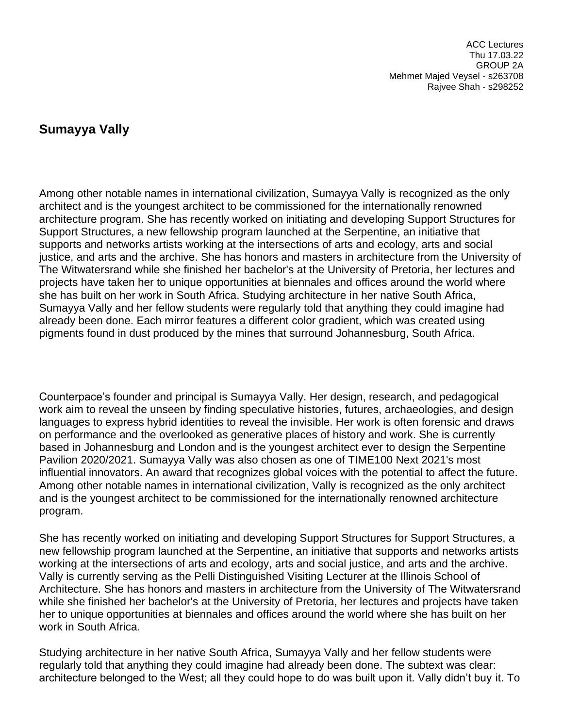ACC Lectures
Thu 17.03.22
GROUP 2A
Mehmet Majed Veysel - s263708
Rajvee Shah - s298252

## Sumayya Vally

Among other notable names in international civilization, Sumayya Vally is recognized as the only architect and is the youngest architect to be commissioned for the internationally renowned architecture program. She has recently worked on initiating and developing Support Structures for Support Structures, a new fellowship program launched at the Serpentine, an initiative that supports and networks artists working at the intersections of arts and ecology, arts and social justice, and arts and the archive. She has honors and masters in architecture from the University of The Witwatersrand while she finished her bachelor's at the University of Pretoria, her lectures and projects have taken her to unique opportunities at biennales and offices around the world where she has built on her work in South Africa. Studying architecture in her native South Africa, Sumayya Vally and her fellow students were regularly told that anything they could imagine had already been done. Each mirror features a different color gradient, which was created using pigments found in dust produced by the mines that surround Johannesburg, South Africa.

Counterpace's founder and principal is Sumayya Vally. Her design, research, and pedagogical work aim to reveal the unseen by finding speculative histories, futures, archaeologies, and design languages to express hybrid identities to reveal the invisible. Her work is often forensic and draws on performance and the overlooked as generative places of history and work. She is currently based in Johannesburg and London and is the youngest architect ever to design the Serpentine Pavilion 2020/2021. Sumayya Vally was also chosen as one of TIME100 Next 2021's most influential innovators. An award that recognizes global voices with the potential to affect the future. Among other notable names in international civilization, Vally is recognized as the only architect and is the youngest architect to be commissioned for the internationally renowned architecture program.

She has recently worked on initiating and developing Support Structures for Support Structures, a new fellowship program launched at the Serpentine, an initiative that supports and networks artists working at the intersections of arts and ecology, arts and social justice, and arts and the archive. Vally is currently serving as the Pelli Distinguished Visiting Lecturer at the Illinois School of Architecture. She has honors and masters in architecture from the University of The Witwatersrand while she finished her bachelor's at the University of Pretoria, her lectures and projects have taken her to unique opportunities at biennales and offices around the world where she has built on her work in South Africa.

Studying architecture in her native South Africa, Sumayya Vally and her fellow students were regularly told that anything they could imagine had already been done. The subtext was clear: architecture belonged to the West; all they could hope to do was built upon it. Vally didn't buy it. To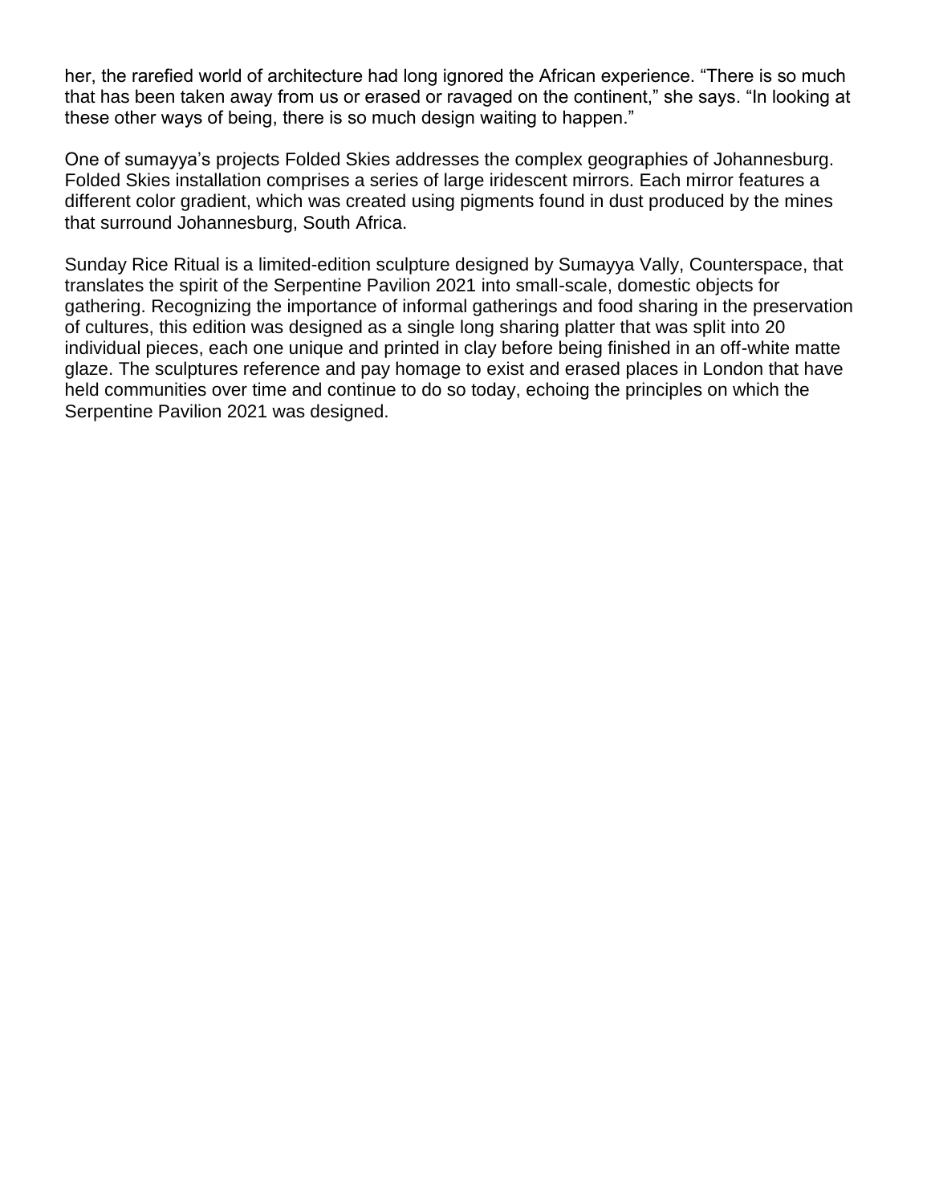her, the rarefied world of architecture had long ignored the African experience. “There is so much that has been taken away from us or erased or ravaged on the continent,” she says. “In looking at these other ways of being, there is so much design waiting to happen.”

One of sumayya’s projects Folded Skies addresses the complex geographies of Johannesburg. Folded Skies installation comprises a series of large iridescent mirrors. Each mirror features a different color gradient, which was created using pigments found in dust produced by the mines that surround Johannesburg, South Africa.

Sunday Rice Ritual is a limited-edition sculpture designed by Sumayya Vally, Counterspace, that translates the spirit of the Serpentine Pavilion 2021 into small-scale, domestic objects for gathering. Recognizing the importance of informal gatherings and food sharing in the preservation of cultures, this edition was designed as a single long sharing platter that was split into 20 individual pieces, each one unique and printed in clay before being finished in an off-white matte glaze. The sculptures reference and pay homage to exist and erased places in London that have held communities over time and continue to do so today, echoing the principles on which the Serpentine Pavilion 2021 was designed.